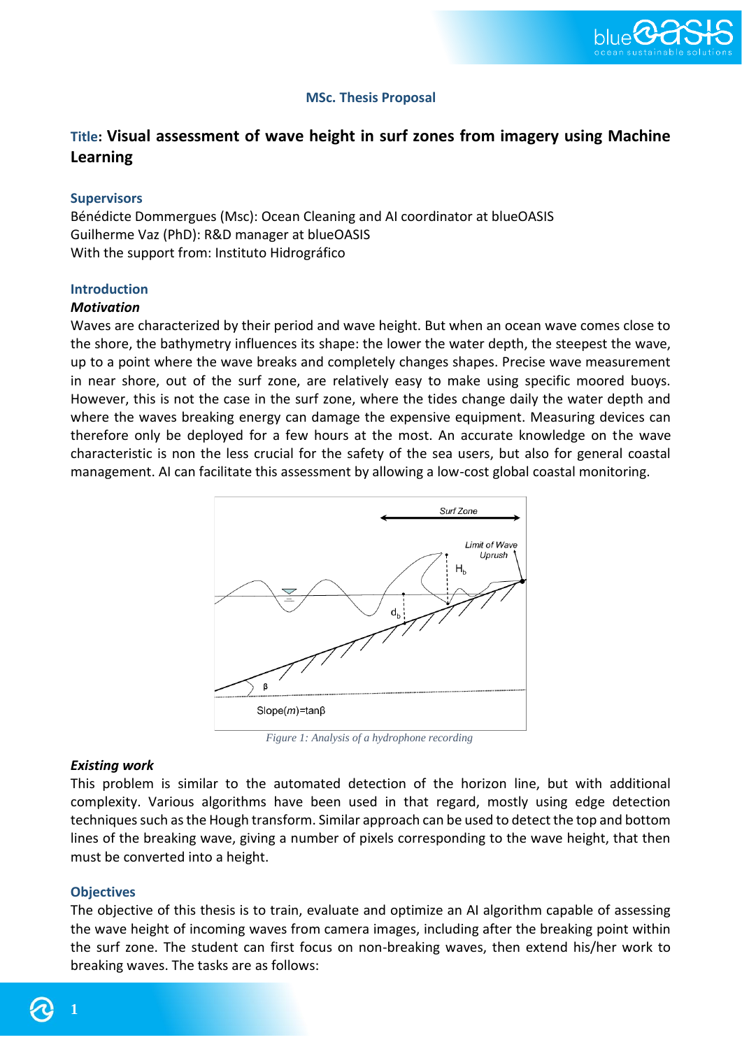**MSc. Thesis Proposal**

# Title: Visual assessment of wave height in surf zones from imagery using Machine Learning

## Supervisors

Bénédicte Dommergues (Msc): Ocean Cleaning and AI coordinator at blueOASIS
Guilherme Vaz (PhD): R&D manager at blueOASIS
With the support from: Instituto Hidrográfico

## Introduction

### *Motivation*

Waves are characterized by their period and wave height. But when an ocean wave comes close to the shore, the bathymetry influences its shape: the lower the water depth, the steepest the wave, up to a point where the wave breaks and completely changes shapes. Precise wave measurement in near shore, out of the surf zone, are relatively easy to make using specific moored buoys. However, this is not the case in the surf zone, where the tides change daily the water depth and where the waves breaking energy can damage the expensive equipment. Measuring devices can therefore only be deployed for a few hours at the most. An accurate knowledge on the wave characteristic is non the less crucial for the safety of the sea users, but also for general coastal management. AI can facilitate this assessment by allowing a low-cost global coastal monitoring.

*Figure 1: Analysis of a hydrophone recording*

### *Existing work*

This problem is similar to the automated detection of the horizon line, but with additional complexity. Various algorithms have been used in that regard, mostly using edge detection techniques such as the Hough transform. Similar approach can be used to detect the top and bottom lines of the breaking wave, giving a number of pixels corresponding to the wave height, that then must be converted into a height.

## Objectives

The objective of this thesis is to train, evaluate and optimize an AI algorithm capable of assessing the wave height of incoming waves from camera images, including after the breaking point within the surf zone. The student can first focus on non-breaking waves, then extend his/her work to breaking waves. The tasks are as follows: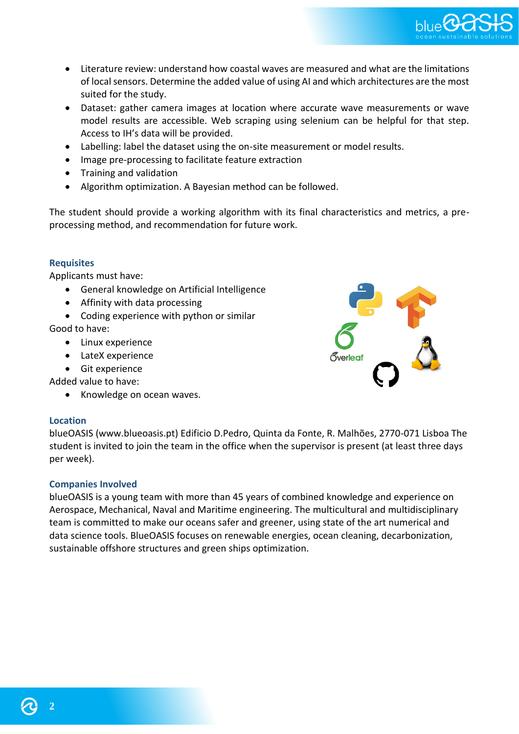- Literature review: understand how coastal waves are measured and what are the limitations of local sensors. Determine the added value of using AI and which architectures are the most suited for the study.
- Dataset: gather camera images at location where accurate wave measurements or wave model results are accessible. Web scraping using selenium can be helpful for that step. Access to IH's data will be provided.
- Labelling: label the dataset using the on-site measurement or model results.
- Image pre-processing to facilitate feature extraction
- Training and validation
- Algorithm optimization. A Bayesian method can be followed.

The student should provide a working algorithm with its final characteristics and metrics, a pre-processing method, and recommendation for future work.

### Requisites

Applicants must have:

- General knowledge on Artificial Intelligence
- Affinity with data processing
- Coding experience with python or similar

Good to have:

- Linux experience
- LateX experience
- Git experience

Added value to have:

- Knowledge on ocean waves.

### Location

blueOASIS (www.blueoasis.pt) Edificio D.Pedro, Quinta da Fonte, R. Malhões, 2770-071 Lisboa The student is invited to join the team in the office when the supervisor is present (at least three days per week).

### Companies Involved

blueOASIS is a young team with more than 45 years of combined knowledge and experience on Aerospace, Mechanical, Naval and Maritime engineering. The multicultural and multidisciplinary team is committed to make our oceans safer and greener, using state of the art numerical and data science tools. BlueOASIS focuses on renewable energies, ocean cleaning, decarbonization, sustainable offshore structures and green ships optimization.